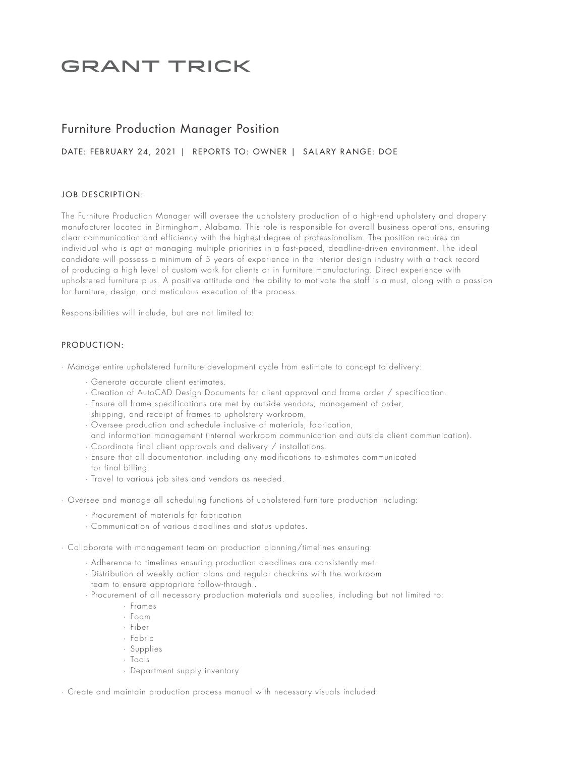# GRANT TRICK

## Furniture Production Manager Position

DATE: FEBRUARY 24, 2021 | REPORTS TO: OWNER | SALARY RANGE: DOE

### JOB DESCRIPTION:

The Furniture Production Manager will oversee the upholstery production of a high-end upholstery and drapery manufacturer located in Birmingham, Alabama. This role is responsible for overall business operations, ensuring clear communication and efficiency with the highest degree of professionalism. The position requires an individual who is apt at managing multiple priorities in a fast-paced, deadline-driven environment. The ideal candidate will possess a minimum of 5 years of experience in the interior design industry with a track record of producing a high level of custom work for clients or in furniture manufacturing. Direct experience with upholstered furniture plus. A positive attitude and the ability to motivate the staff is a must, along with a passion for furniture, design, and meticulous execution of the process.

Responsibilities will include, but are not limited to:

### PRODUCTION:

- Manage entire upholstered furniture development cycle from estimate to concept to delivery:
  - Generate accurate client estimates.
  - Creation of AutoCAD Design Documents for client approval and frame order / specification.
  - Ensure all frame specifications are met by outside vendors, management of order, shipping, and receipt of frames to upholstery workroom.
  - Oversee production and schedule inclusive of materials, fabrication, and information management (internal workroom communication and outside client communication).
  - Coordinate final client approvals and delivery / installations.
  - Ensure that all documentation including any modifications to estimates communicated for final billing.
  - Travel to various job sites and vendors as needed.
- Oversee and manage all scheduling functions of upholstered furniture production including:
  - Procurement of materials for fabrication
  - Communication of various deadlines and status updates.
- Collaborate with management team on production planning/timelines ensuring:
  - Adherence to timelines ensuring production deadlines are consistently met.
  - Distribution of weekly action plans and regular check-ins with the workroom team to ensure appropriate follow-through..
  - Procurement of all necessary production materials and supplies, including but not limited to:
    - Frames
    - Foam
    - Fiber
    - Fabric
    - Supplies
    - Tools
    - Department supply inventory
- Create and maintain production process manual with necessary visuals included.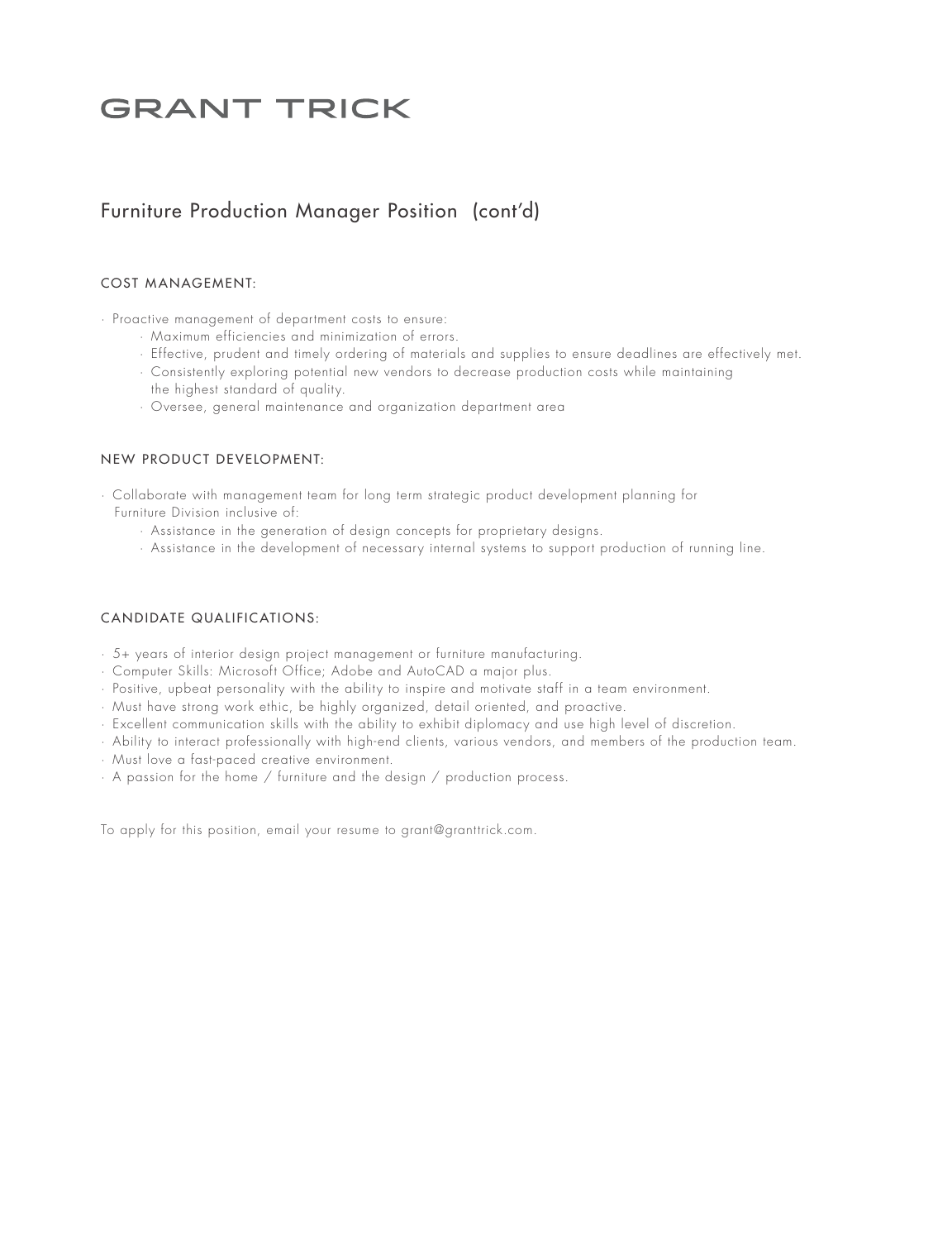# GRANT TRICK

## Furniture Production Manager Position (cont'd)

### COST MANAGEMENT:

- Proactive management of department costs to ensure:
  - Maximum efficiencies and minimization of errors.
  - Effective, prudent and timely ordering of materials and supplies to ensure deadlines are effectively met.
  - Consistently exploring potential new vendors to decrease production costs while maintaining the highest standard of quality.
  - Oversee, general maintenance and organization department area

### NEW PRODUCT DEVELOPMENT:

- Collaborate with management team for long term strategic product development planning for Furniture Division inclusive of:
  - Assistance in the generation of design concepts for proprietary designs.
  - Assistance in the development of necessary internal systems to support production of running line.

### CANDIDATE QUALIFICATIONS:

- 5+ years of interior design project management or furniture manufacturing.
- Computer Skills: Microsoft Office; Adobe and AutoCAD a major plus.
- Positive, upbeat personality with the ability to inspire and motivate staff in a team environment.
- Must have strong work ethic, be highly organized, detail oriented, and proactive.
- Excellent communication skills with the ability to exhibit diplomacy and use high level of discretion.
- Ability to interact professionally with high-end clients, various vendors, and members of the production team.
- Must love a fast-paced creative environment.
- A passion for the home / furniture and the design / production process.

To apply for this position, email your resume to grant@granttrick.com.